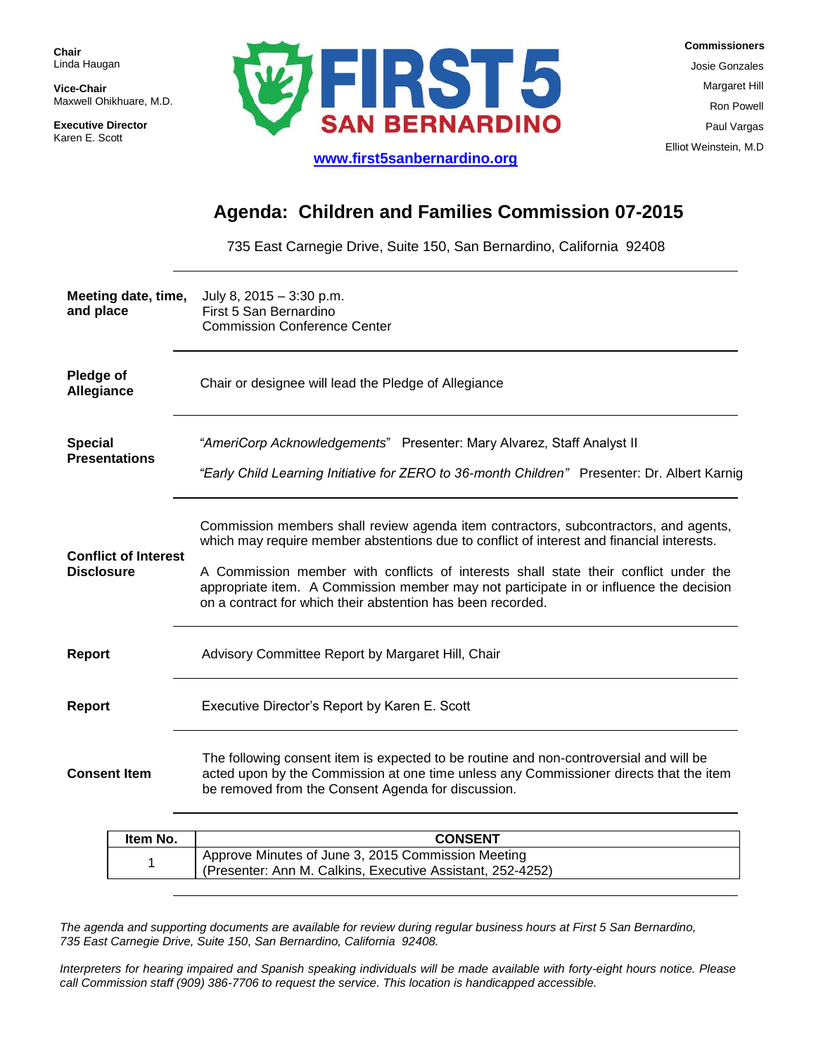**Chair**
Linda Haugan

**Vice-Chair**
Maxwell Ohikhuare, M.D.

**Executive Director**
Karen E. Scott

FIRST 5 SAN BERNARDINO

www.first5sanbernardino.org

**Commissioners**
Josie Gonzales
Margaret Hill
Ron Powell
Paul Vargas
Elliot Weinstein, M.D

# Agenda: Children and Families Commission 07-2015

735 East Carnegie Drive, Suite 150, San Bernardino, California 92408

**Meeting date, time, and place**

July 8, 2015 – 3:30 p.m.
First 5 San Bernardino
Commission Conference Center

**Pledge of Allegiance**

Chair or designee will lead the Pledge of Allegiance

**Special Presentations**

*"AmeriCorp Acknowledgements"* Presenter: Mary Alvarez, Staff Analyst II

*"Early Child Learning Initiative for ZERO to 36-month Children"* Presenter: Dr. Albert Karnig

**Conflict of Interest Disclosure**

Commission members shall review agenda item contractors, subcontractors, and agents, which may require member abstentions due to conflict of interest and financial interests.

A Commission member with conflicts of interests shall state their conflict under the appropriate item. A Commission member may not participate in or influence the decision on a contract for which their abstention has been recorded.

**Report**

Advisory Committee Report by Margaret Hill, Chair

**Report**

Executive Director's Report by Karen E. Scott

**Consent Item**

The following consent item is expected to be routine and non-controversial and will be acted upon by the Commission at one time unless any Commissioner directs that the item be removed from the Consent Agenda for discussion.

| Item No. | CONSENT |
|---|---|
| 1 | Approve Minutes of June 3, 2015 Commission Meeting (Presenter: Ann M. Calkins, Executive Assistant, 252-4252) |

*The agenda and supporting documents are available for review during regular business hours at First 5 San Bernardino, 735 East Carnegie Drive, Suite 150, San Bernardino, California 92408.*

*Interpreters for hearing impaired and Spanish speaking individuals will be made available with forty-eight hours notice. Please call Commission staff (909) 386-7706 to request the service. This location is handicapped accessible.*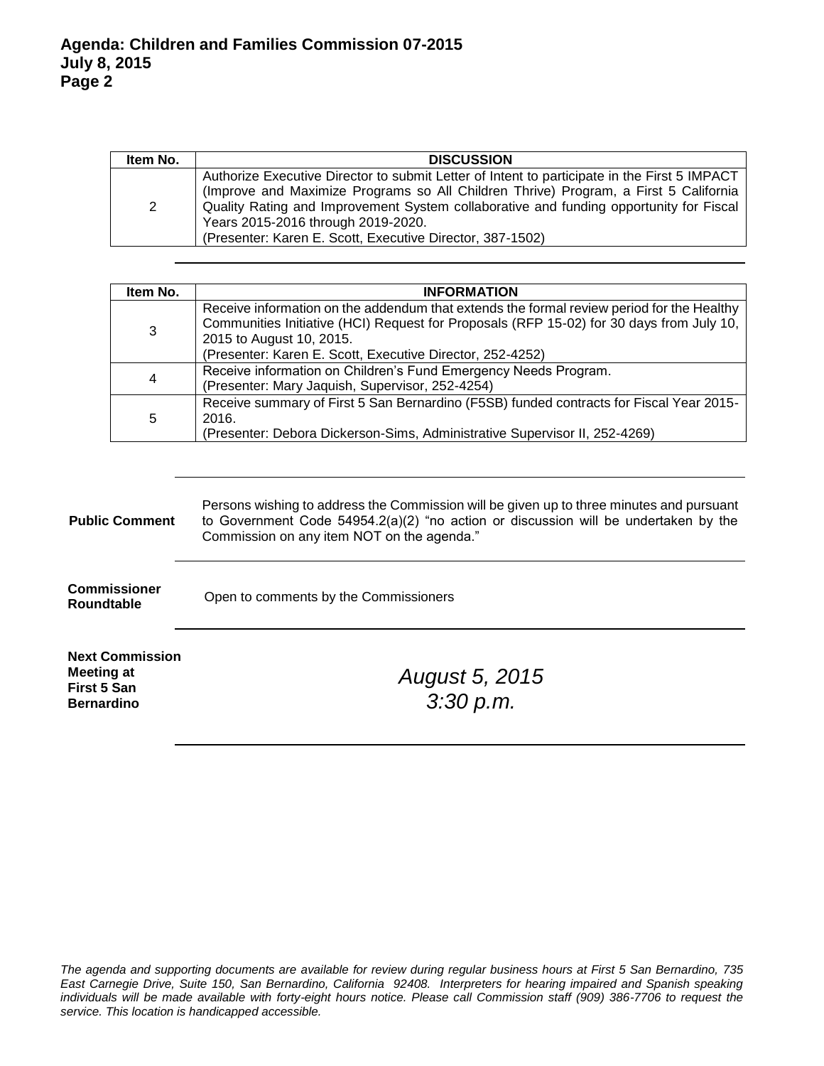| Item No. | DISCUSSION |
| --- | --- |
| 2 | Authorize Executive Director to submit Letter of Intent to participate in the First 5 IMPACT (Improve and Maximize Programs so All Children Thrive) Program, a First 5 California Quality Rating and Improvement System collaborative and funding opportunity for Fiscal Years 2015-2016 through 2019-2020.<br>(Presenter: Karen E. Scott, Executive Director, 387-1502) |

| Item No. | INFORMATION |
| --- | --- |
| 3 | Receive information on the addendum that extends the formal review period for the Healthy Communities Initiative (HCI) Request for Proposals (RFP 15-02) for 30 days from July 10, 2015 to August 10, 2015.<br>(Presenter: Karen E. Scott, Executive Director, 252-4252) |
| 4 | Receive information on Children's Fund Emergency Needs Program.<br>(Presenter: Mary Jaquish, Supervisor, 252-4254) |
| 5 | Receive summary of First 5 San Bernardino (F5SB) funded contracts for Fiscal Year 2015-2016.<br>(Presenter: Debora Dickerson-Sims, Administrative Supervisor II, 252-4269) |

**Public Comment**

Persons wishing to address the Commission will be given up to three minutes and pursuant to Government Code 54954.2(a)(2) "no action or discussion will be undertaken by the Commission on any item NOT on the agenda."

**Commissioner Roundtable**

Open to comments by the Commissioners

**Next Commission Meeting at First 5 San Bernardino**

*August 5, 2015*
*3:30 p.m.*

*The agenda and supporting documents are available for review during regular business hours at First 5 San Bernardino, 735 East Carnegie Drive, Suite 150, San Bernardino, California 92408. Interpreters for hearing impaired and Spanish speaking individuals will be made available with forty-eight hours notice. Please call Commission staff (909) 386-7706 to request the service. This location is handicapped accessible.*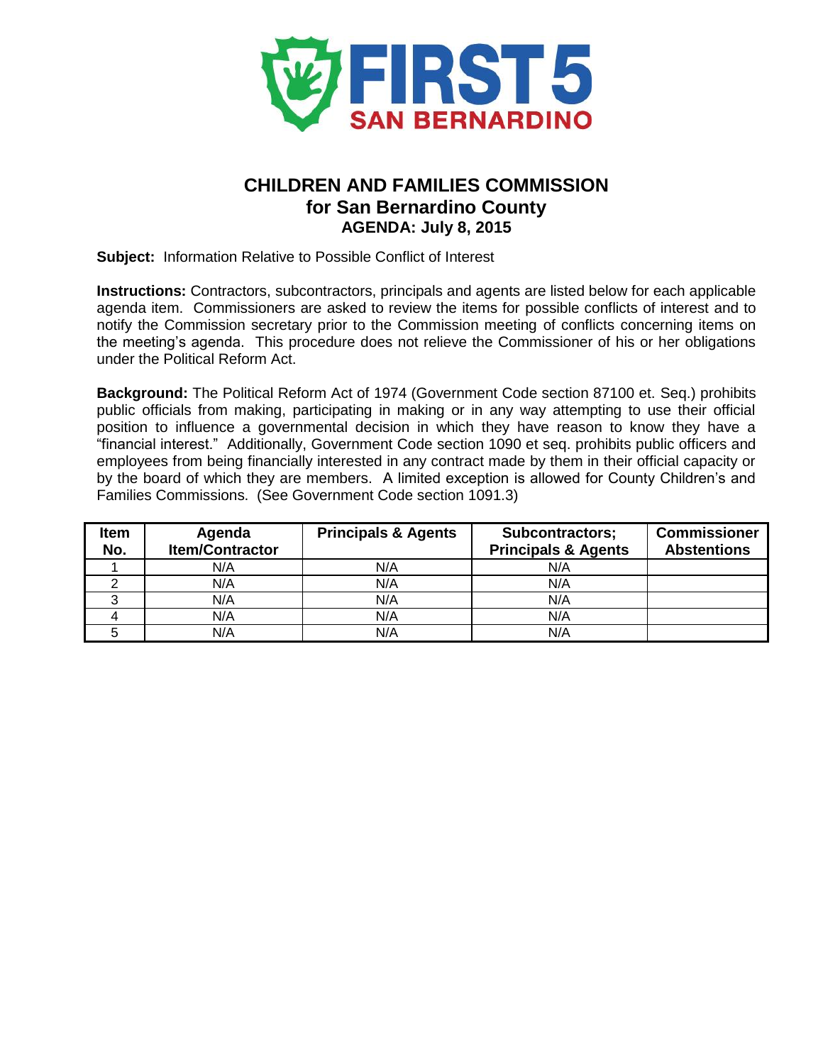**FIRST 5 SAN BERNARDINO**

# CHILDREN AND FAMILIES COMMISSION for San Bernardino County

## AGENDA: July 8, 2015

**Subject:** Information Relative to Possible Conflict of Interest

**Instructions:** Contractors, subcontractors, principals and agents are listed below for each applicable agenda item. Commissioners are asked to review the items for possible conflicts of interest and to notify the Commission secretary prior to the Commission meeting of conflicts concerning items on the meeting's agenda. This procedure does not relieve the Commissioner of his or her obligations under the Political Reform Act.

**Background:** The Political Reform Act of 1974 (Government Code section 87100 et. Seq.) prohibits public officials from making, participating in making or in any way attempting to use their official position to influence a governmental decision in which they have reason to know they have a "financial interest." Additionally, Government Code section 1090 et seq. prohibits public officers and employees from being financially interested in any contract made by them in their official capacity or by the board of which they are members. A limited exception is allowed for County Children's and Families Commissions. (See Government Code section 1091.3)

| Item No. | Agenda Item/Contractor | Principals & Agents | Subcontractors; Principals & Agents | Commissioner Abstentions |
|---|---|---|---|---|
| 1 | N/A | N/A | N/A | |
| 2 | N/A | N/A | N/A | |
| 3 | N/A | N/A | N/A | |
| 4 | N/A | N/A | N/A | |
| 5 | N/A | N/A | N/A | |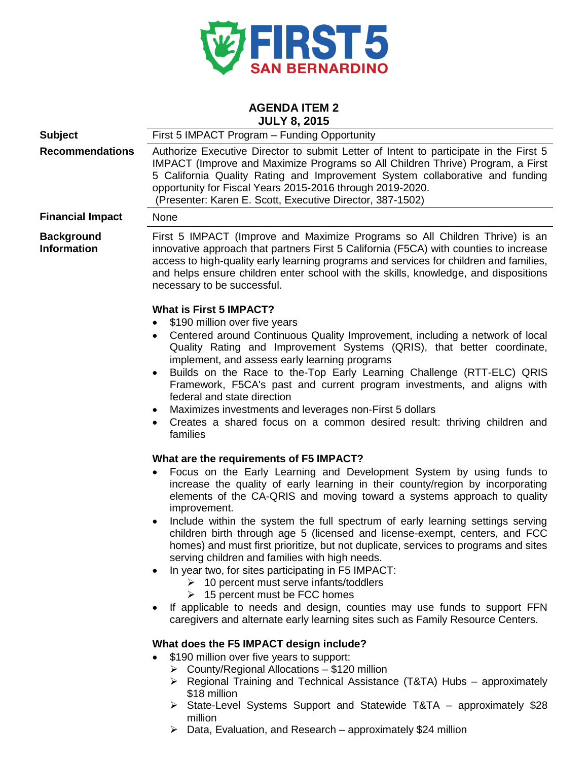# FIRST 5 SAN BERNARDINO

**AGENDA ITEM 2**
**JULY 8, 2015**

| | |
|---|---|
| **Subject** | First 5 IMPACT Program – Funding Opportunity |
| **Recommendations** | Authorize Executive Director to submit Letter of Intent to participate in the First 5 IMPACT (Improve and Maximize Programs so All Children Thrive) Program, a First 5 California Quality Rating and Improvement System collaborative and funding opportunity for Fiscal Years 2015-2016 through 2019-2020. (Presenter: Karen E. Scott, Executive Director, 387-1502) |
| **Financial Impact** | None |

**Background Information**

First 5 IMPACT (Improve and Maximize Programs so All Children Thrive) is an innovative approach that partners First 5 California (F5CA) with counties to increase access to high-quality early learning programs and services for children and families, and helps ensure children enter school with the skills, knowledge, and dispositions necessary to be successful.

**What is First 5 IMPACT?**

- $190 million over five years
- Centered around Continuous Quality Improvement, including a network of local Quality Rating and Improvement Systems (QRIS), that better coordinate, implement, and assess early learning programs
- Builds on the Race to the-Top Early Learning Challenge (RTT-ELC) QRIS Framework, F5CA's past and current program investments, and aligns with federal and state direction
- Maximizes investments and leverages non-First 5 dollars
- Creates a shared focus on a common desired result: thriving children and families

**What are the requirements of F5 IMPACT?**

- Focus on the Early Learning and Development System by using funds to increase the quality of early learning in their county/region by incorporating elements of the CA-QRIS and moving toward a systems approach to quality improvement.
- Include within the system the full spectrum of early learning settings serving children birth through age 5 (licensed and license-exempt, centers, and FCC homes) and must first prioritize, but not duplicate, services to programs and sites serving children and families with high needs.
- In year two, for sites participating in F5 IMPACT:
  - 10 percent must serve infants/toddlers
  - 15 percent must be FCC homes
- If applicable to needs and design, counties may use funds to support FFN caregivers and alternate early learning sites such as Family Resource Centers.

**What does the F5 IMPACT design include?**

- $190 million over five years to support:
  - County/Regional Allocations – $120 million
  - Regional Training and Technical Assistance (T&TA) Hubs – approximately $18 million
  - State-Level Systems Support and Statewide T&TA – approximately $28 million
  - Data, Evaluation, and Research – approximately $24 million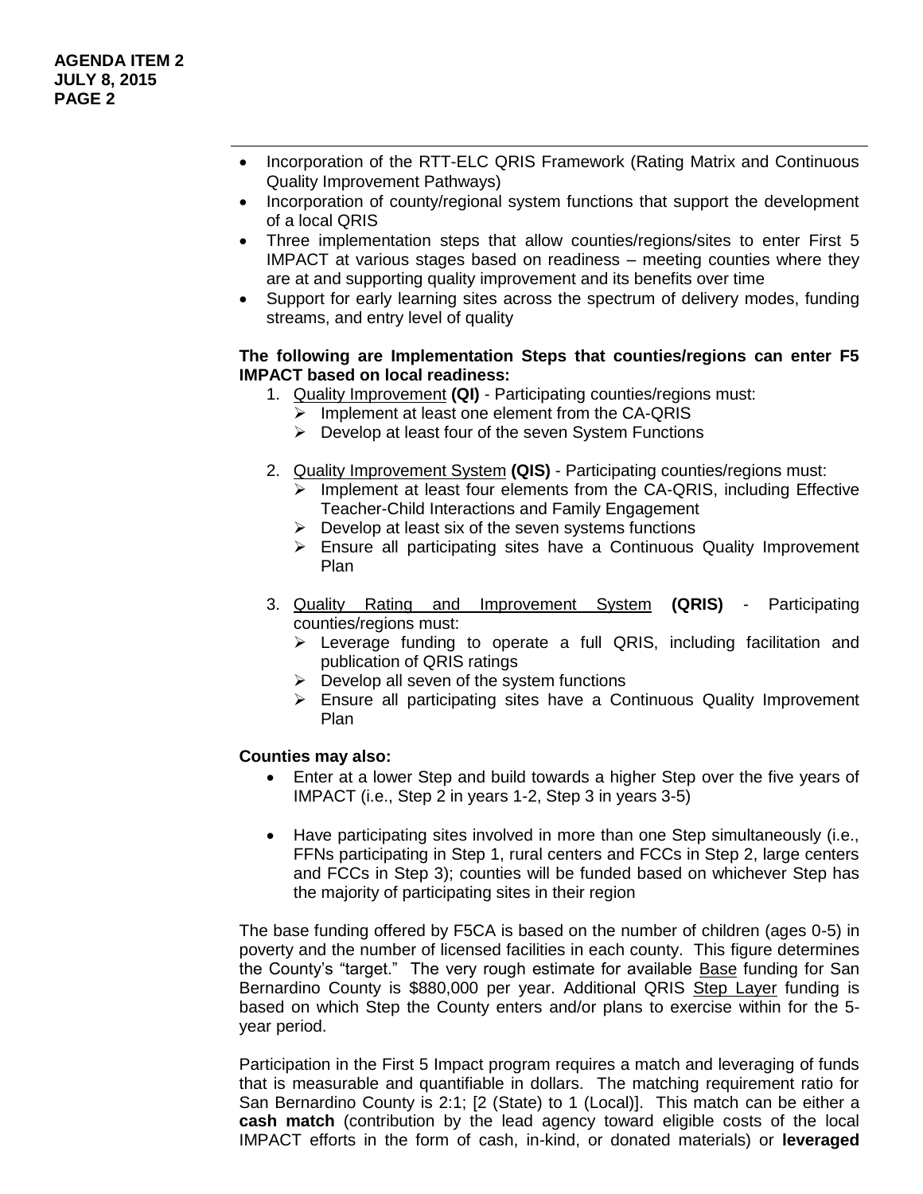- Incorporation of the RTT-ELC QRIS Framework (Rating Matrix and Continuous Quality Improvement Pathways)
- Incorporation of county/regional system functions that support the development of a local QRIS
- Three implementation steps that allow counties/regions/sites to enter First 5 IMPACT at various stages based on readiness – meeting counties where they are at and supporting quality improvement and its benefits over time
- Support for early learning sites across the spectrum of delivery modes, funding streams, and entry level of quality

**The following are Implementation Steps that counties/regions can enter F5 IMPACT based on local readiness:**

1. Quality Improvement **(QI)** - Participating counties/regions must:
   - Implement at least one element from the CA-QRIS
   - Develop at least four of the seven System Functions
2. Quality Improvement System **(QIS)** - Participating counties/regions must:
   - Implement at least four elements from the CA-QRIS, including Effective Teacher-Child Interactions and Family Engagement
   - Develop at least six of the seven systems functions
   - Ensure all participating sites have a Continuous Quality Improvement Plan
3. Quality Rating and Improvement System **(QRIS)** - Participating counties/regions must:
   - Leverage funding to operate a full QRIS, including facilitation and publication of QRIS ratings
   - Develop all seven of the system functions
   - Ensure all participating sites have a Continuous Quality Improvement Plan

**Counties may also:**

- Enter at a lower Step and build towards a higher Step over the five years of IMPACT (i.e., Step 2 in years 1-2, Step 3 in years 3-5)
- Have participating sites involved in more than one Step simultaneously (i.e., FFNs participating in Step 1, rural centers and FCCs in Step 2, large centers and FCCs in Step 3); counties will be funded based on whichever Step has the majority of participating sites in their region

The base funding offered by F5CA is based on the number of children (ages 0-5) in poverty and the number of licensed facilities in each county. This figure determines the County's "target." The very rough estimate for available Base funding for San Bernardino County is $880,000 per year. Additional QRIS Step Layer funding is based on which Step the County enters and/or plans to exercise within for the 5-year period.

Participation in the First 5 Impact program requires a match and leveraging of funds that is measurable and quantifiable in dollars. The matching requirement ratio for San Bernardino County is 2:1; [2 (State) to 1 (Local)]. This match can be either a **cash match** (contribution by the lead agency toward eligible costs of the local IMPACT efforts in the form of cash, in-kind, or donated materials) or **leveraged**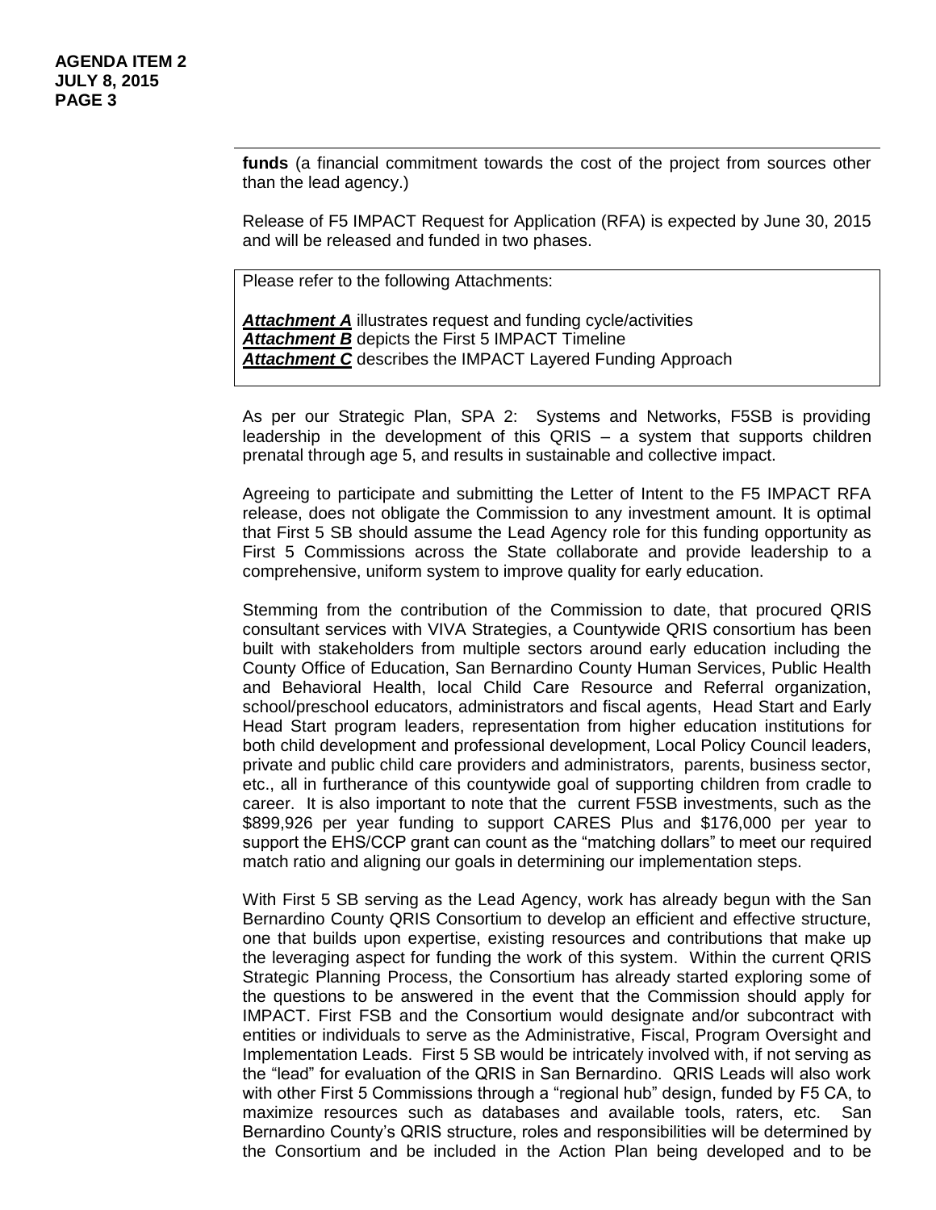**funds** (a financial commitment towards the cost of the project from sources other than the lead agency.)

Release of F5 IMPACT Request for Application (RFA) is expected by June 30, 2015 and will be released and funded in two phases.

Please refer to the following Attachments:

***Attachment A*** illustrates request and funding cycle/activities
***Attachment B*** depicts the First 5 IMPACT Timeline
***Attachment C*** describes the IMPACT Layered Funding Approach

As per our Strategic Plan, SPA 2: Systems and Networks, F5SB is providing leadership in the development of this QRIS – a system that supports children prenatal through age 5, and results in sustainable and collective impact.

Agreeing to participate and submitting the Letter of Intent to the F5 IMPACT RFA release, does not obligate the Commission to any investment amount. It is optimal that First 5 SB should assume the Lead Agency role for this funding opportunity as First 5 Commissions across the State collaborate and provide leadership to a comprehensive, uniform system to improve quality for early education.

Stemming from the contribution of the Commission to date, that procured QRIS consultant services with VIVA Strategies, a Countywide QRIS consortium has been built with stakeholders from multiple sectors around early education including the County Office of Education, San Bernardino County Human Services, Public Health and Behavioral Health, local Child Care Resource and Referral organization, school/preschool educators, administrators and fiscal agents, Head Start and Early Head Start program leaders, representation from higher education institutions for both child development and professional development, Local Policy Council leaders, private and public child care providers and administrators, parents, business sector, etc., all in furtherance of this countywide goal of supporting children from cradle to career. It is also important to note that the current F5SB investments, such as the $899,926 per year funding to support CARES Plus and $176,000 per year to support the EHS/CCP grant can count as the "matching dollars" to meet our required match ratio and aligning our goals in determining our implementation steps.

With First 5 SB serving as the Lead Agency, work has already begun with the San Bernardino County QRIS Consortium to develop an efficient and effective structure, one that builds upon expertise, existing resources and contributions that make up the leveraging aspect for funding the work of this system. Within the current QRIS Strategic Planning Process, the Consortium has already started exploring some of the questions to be answered in the event that the Commission should apply for IMPACT. First FSB and the Consortium would designate and/or subcontract with entities or individuals to serve as the Administrative, Fiscal, Program Oversight and Implementation Leads. First 5 SB would be intricately involved with, if not serving as the "lead" for evaluation of the QRIS in San Bernardino. QRIS Leads will also work with other First 5 Commissions through a "regional hub" design, funded by F5 CA, to maximize resources such as databases and available tools, raters, etc. San Bernardino County's QRIS structure, roles and responsibilities will be determined by the Consortium and be included in the Action Plan being developed and to be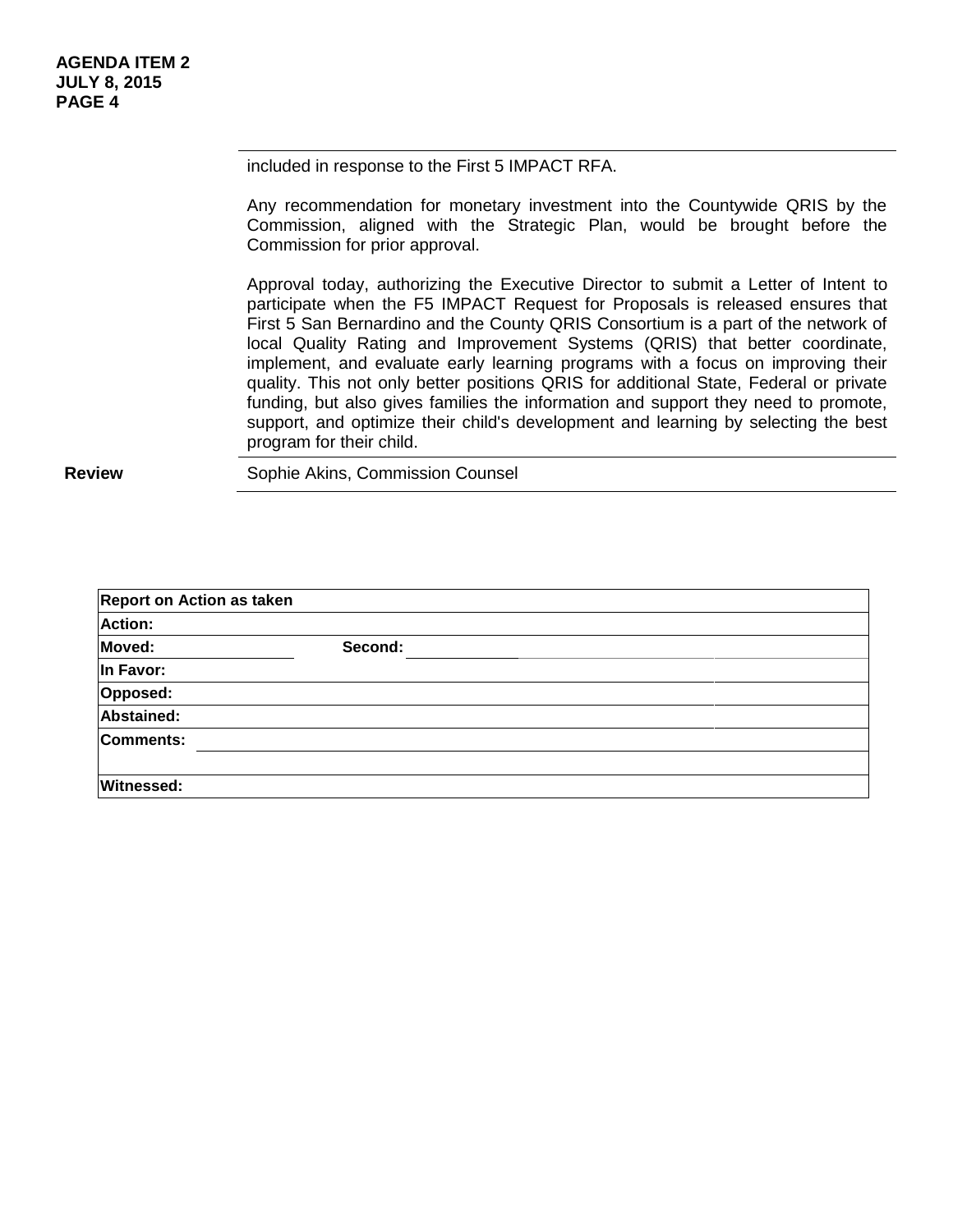included in response to the First 5 IMPACT RFA.

Any recommendation for monetary investment into the Countywide QRIS by the Commission, aligned with the Strategic Plan, would be brought before the Commission for prior approval.

Approval today, authorizing the Executive Director to submit a Letter of Intent to participate when the F5 IMPACT Request for Proposals is released ensures that First 5 San Bernardino and the County QRIS Consortium is a part of the network of local Quality Rating and Improvement Systems (QRIS) that better coordinate, implement, and evaluate early learning programs with a focus on improving their quality. This not only better positions QRIS for additional State, Federal or private funding, but also gives families the information and support they need to promote, support, and optimize their child's development and learning by selecting the best program for their child.

| | |
|---|---|
| **Review** | Sophie Akins, Commission Counsel |

| **Report on Action as taken** | |
|---|---|
| **Action:** | |
| **Moved:** | **Second:** |
| **In Favor:** | |
| **Opposed:** | |
| **Abstained:** | |
| **Comments:** | |
| | |
| **Witnessed:** | |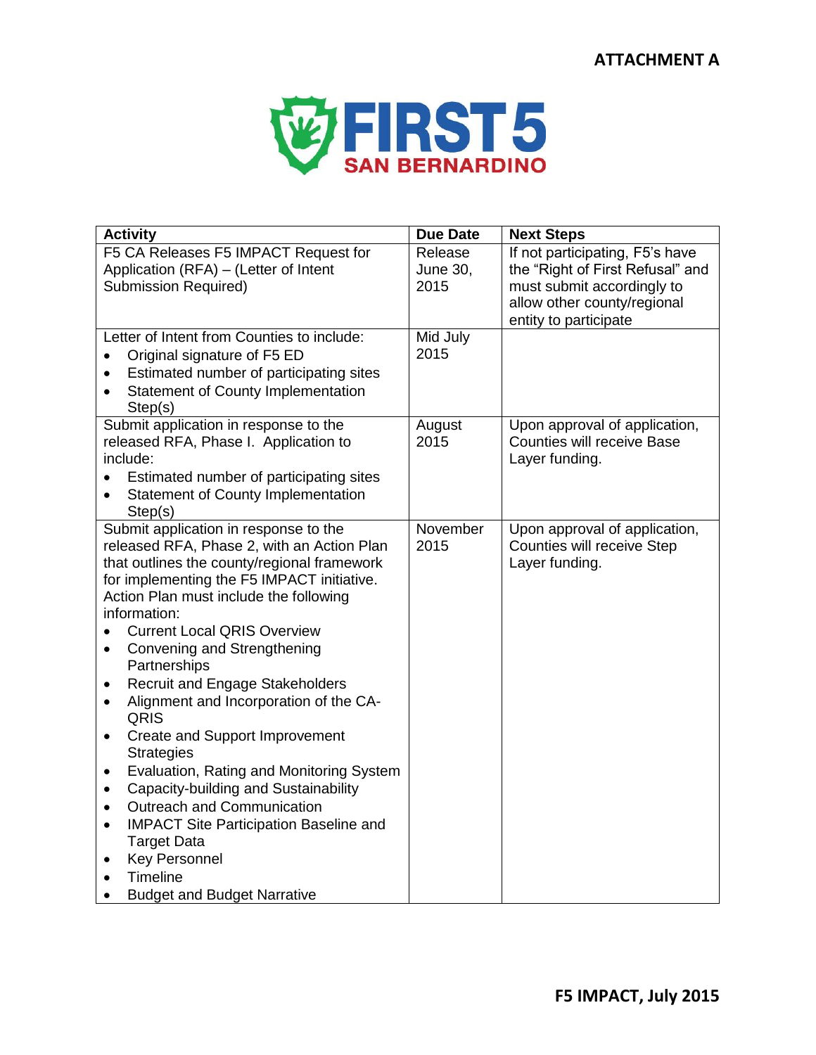**ATTACHMENT A**

FIRST 5 SAN BERNARDINO

| Activity | Due Date | Next Steps |
|---|---|---|
| F5 CA Releases F5 IMPACT Request for Application (RFA) – (Letter of Intent Submission Required) | Release June 30, 2015 | If not participating, F5's have the "Right of First Refusal" and must submit accordingly to allow other county/regional entity to participate |
| Letter of Intent from Counties to include:<br>• Original signature of F5 ED<br>• Estimated number of participating sites<br>• Statement of County Implementation Step(s) | Mid July 2015 | |
| Submit application in response to the released RFA, Phase I. Application to include:<br>• Estimated number of participating sites<br>• Statement of County Implementation Step(s) | August 2015 | Upon approval of application, Counties will receive Base Layer funding. |
| Submit application in response to the released RFA, Phase 2, with an Action Plan that outlines the county/regional framework for implementing the F5 IMPACT initiative. Action Plan must include the following information:<br>• Current Local QRIS Overview<br>• Convening and Strengthening Partnerships<br>• Recruit and Engage Stakeholders<br>• Alignment and Incorporation of the CA-QRIS<br>• Create and Support Improvement Strategies<br>• Evaluation, Rating and Monitoring System<br>• Capacity-building and Sustainability<br>• Outreach and Communication<br>• IMPACT Site Participation Baseline and Target Data<br>• Key Personnel<br>• Timeline<br>• Budget and Budget Narrative | November 2015 | Upon approval of application, Counties will receive Step Layer funding. |

**F5 IMPACT, July 2015**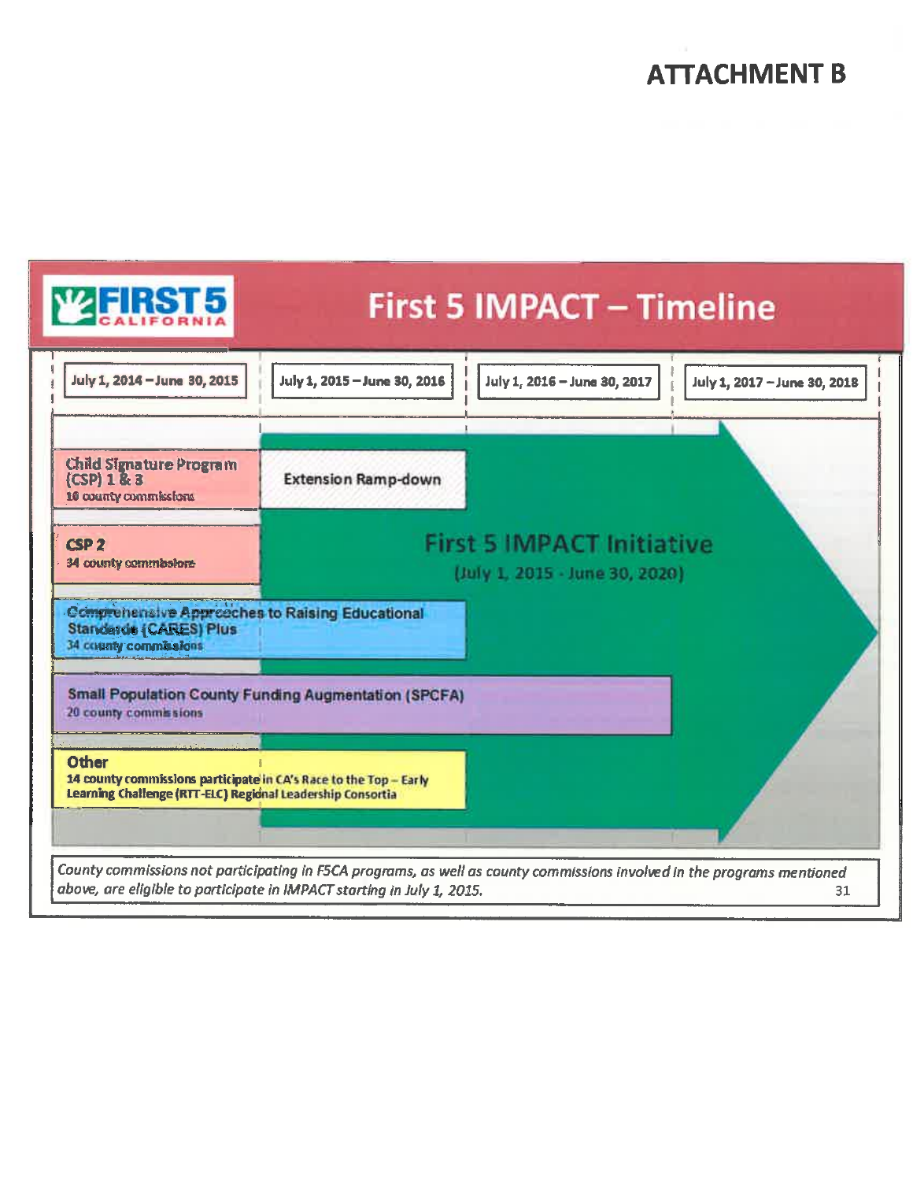# ATTACHMENT B

## First 5 IMPACT – Timeline

FIRST 5 CALIFORNIA

| July 1, 2014 – June 30, 2015 | July 1, 2015 – June 30, 2016 | July 1, 2016 – June 30, 2017 | July 1, 2017 – June 30, 2018 |
|---|---|---|---|

- **Child Signature Program (CSP) 1 & 3** – 10 county commissions → Extension Ramp-down
- **CSP 2** – 34 county commissions
- **Comprehensive Approaches to Raising Educational Standards (CARES) Plus** – 34 county commissions
- **Small Population County Funding Augmentation (SPCFA)** – 20 county commissions
- **Other** – 14 county commissions participate in CA's Race to the Top – Early Learning Challenge (RTT-ELC) Regional Leadership Consortia

**First 5 IMPACT Initiative**
(July 1, 2015 - June 30, 2020)

*County commissions not participating in F5CA programs, as well as county commissions involved in the programs mentioned above, are eligible to participate in IMPACT starting in July 1, 2015.*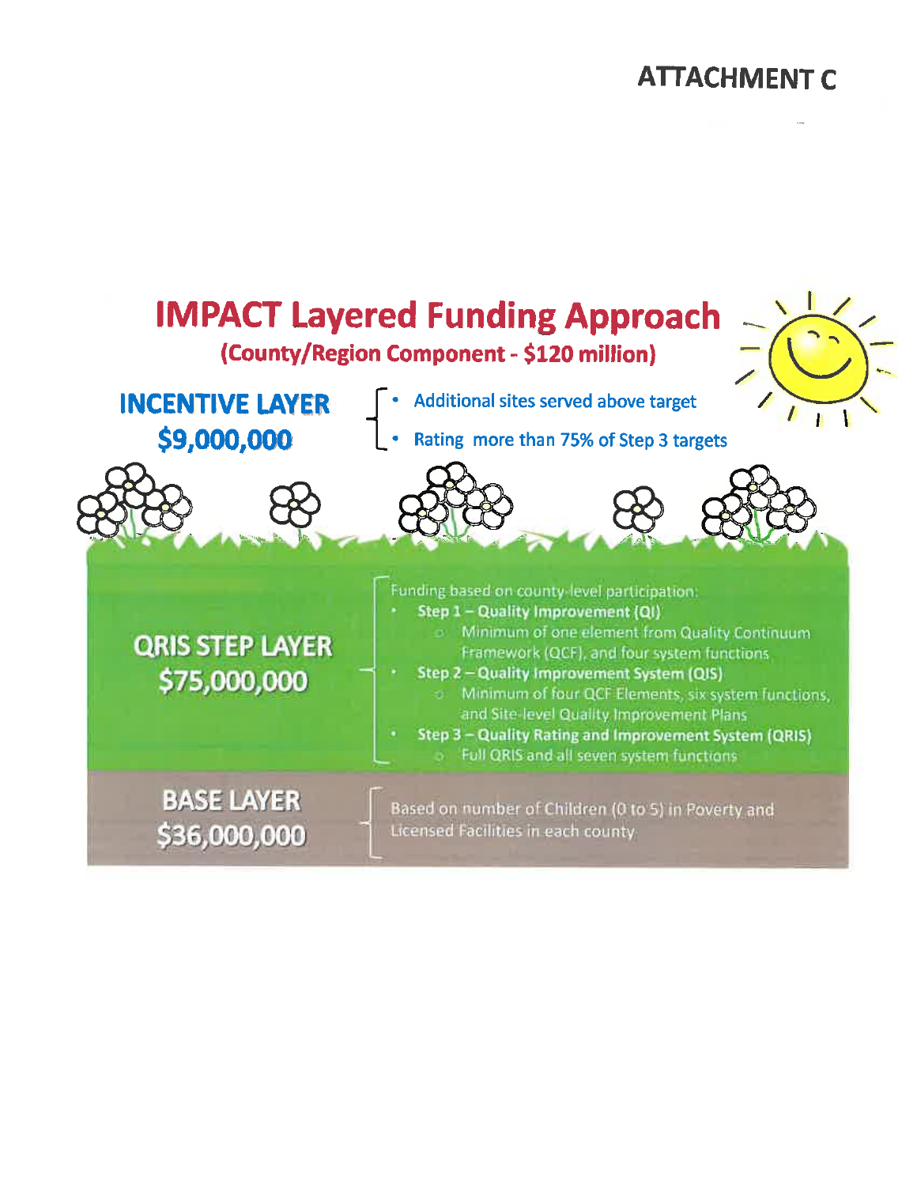# ATTACHMENT C

## IMPACT Layered Funding Approach

**(County/Region Component - $120 million)**

### INCENTIVE LAYER
### $9,000,000

- Additional sites served above target
- Rating more than 75% of Step 3 targets

### QRIS STEP LAYER
### $75,000,000

Funding based on county-level participation:

- **Step 1 – Quality Improvement (QI)**
  - Minimum of one element from Quality Continuum Framework (QCF), and four system functions
- **Step 2 – Quality Improvement System (QIS)**
  - Minimum of four QCF Elements, six system functions, and Site-level Quality Improvement Plans
- **Step 3 – Quality Rating and Improvement System (QRIS)**
  - Full QRIS and all seven system functions

### BASE LAYER
### $36,000,000

Based on number of Children (0 to 5) in Poverty and Licensed Facilities in each county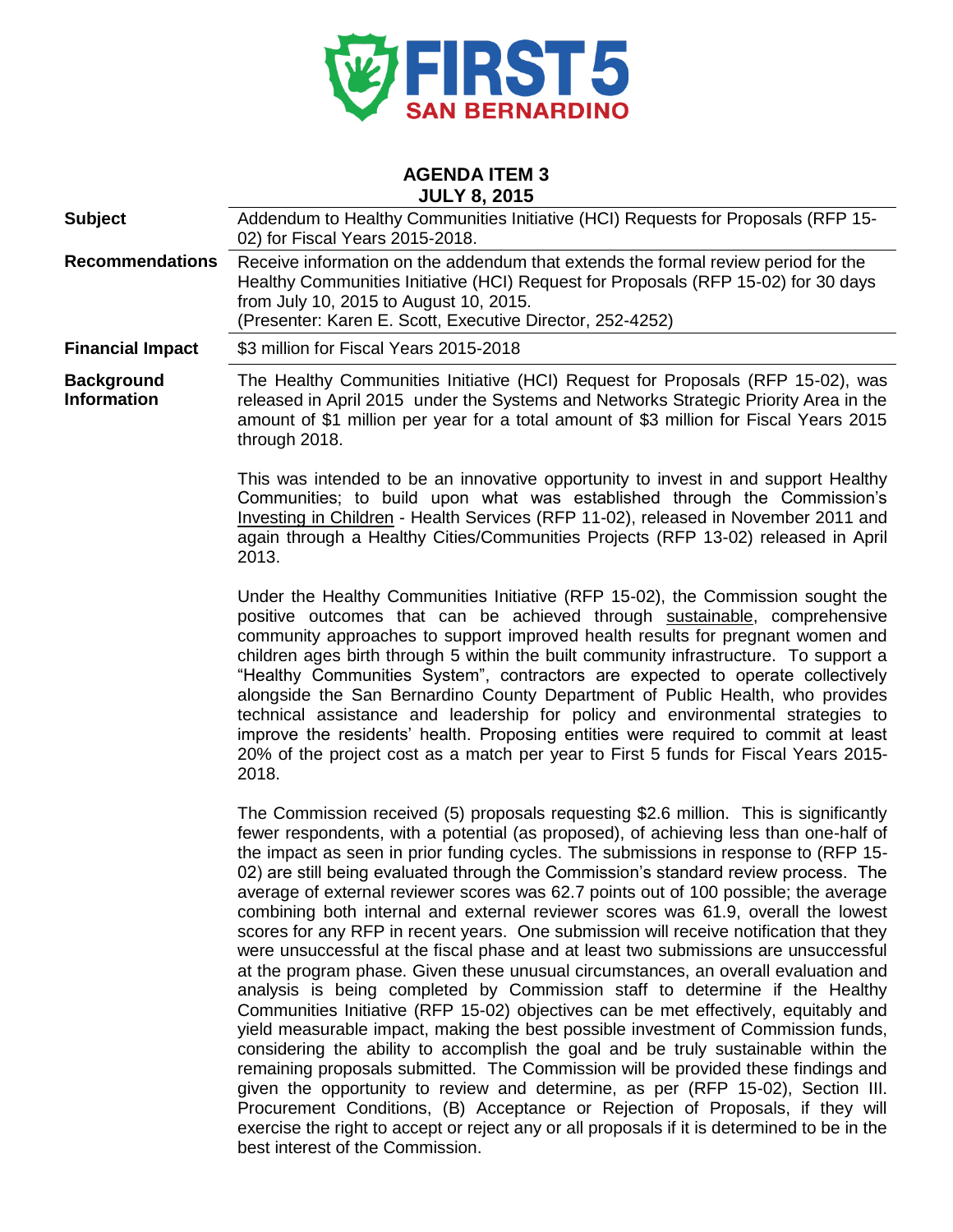**FIRST 5 SAN BERNARDINO**

## AGENDA ITEM 3
## JULY 8, 2015

| | |
|---|---|
| **Subject** | Addendum to Healthy Communities Initiative (HCI) Requests for Proposals (RFP 15-02) for Fiscal Years 2015-2018. |
| **Recommendations** | Receive information on the addendum that extends the formal review period for the Healthy Communities Initiative (HCI) Request for Proposals (RFP 15-02) for 30 days from July 10, 2015 to August 10, 2015. (Presenter: Karen E. Scott, Executive Director, 252-4252) |
| **Financial Impact** | $3 million for Fiscal Years 2015-2018 |

**Background Information**

The Healthy Communities Initiative (HCI) Request for Proposals (RFP 15-02), was released in April 2015 under the Systems and Networks Strategic Priority Area in the amount of $1 million per year for a total amount of $3 million for Fiscal Years 2015 through 2018.

This was intended to be an innovative opportunity to invest in and support Healthy Communities; to build upon what was established through the Commission's Investing in Children - Health Services (RFP 11-02), released in November 2011 and again through a Healthy Cities/Communities Projects (RFP 13-02) released in April 2013.

Under the Healthy Communities Initiative (RFP 15-02), the Commission sought the positive outcomes that can be achieved through sustainable, comprehensive community approaches to support improved health results for pregnant women and children ages birth through 5 within the built community infrastructure. To support a "Healthy Communities System", contractors are expected to operate collectively alongside the San Bernardino County Department of Public Health, who provides technical assistance and leadership for policy and environmental strategies to improve the residents' health. Proposing entities were required to commit at least 20% of the project cost as a match per year to First 5 funds for Fiscal Years 2015-2018.

The Commission received (5) proposals requesting $2.6 million. This is significantly fewer respondents, with a potential (as proposed), of achieving less than one-half of the impact as seen in prior funding cycles. The submissions in response to (RFP 15-02) are still being evaluated through the Commission's standard review process. The average of external reviewer scores was 62.7 points out of 100 possible; the average combining both internal and external reviewer scores was 61.9, overall the lowest scores for any RFP in recent years. One submission will receive notification that they were unsuccessful at the fiscal phase and at least two submissions are unsuccessful at the program phase. Given these unusual circumstances, an overall evaluation and analysis is being completed by Commission staff to determine if the Healthy Communities Initiative (RFP 15-02) objectives can be met effectively, equitably and yield measurable impact, making the best possible investment of Commission funds, considering the ability to accomplish the goal and be truly sustainable within the remaining proposals submitted. The Commission will be provided these findings and given the opportunity to review and determine, as per (RFP 15-02), Section III. Procurement Conditions, (B) Acceptance or Rejection of Proposals, if they will exercise the right to accept or reject any or all proposals if it is determined to be in the best interest of the Commission.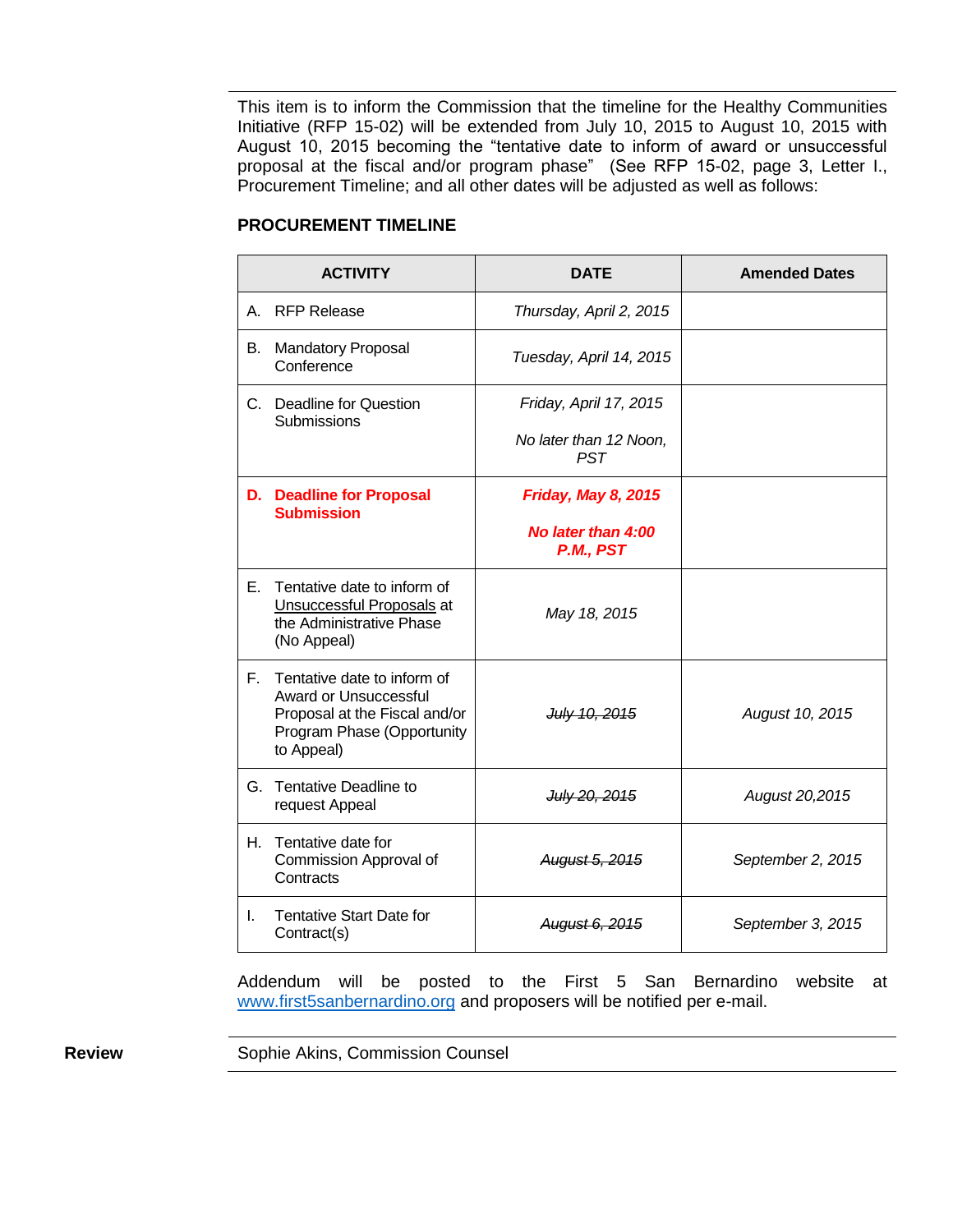This item is to inform the Commission that the timeline for the Healthy Communities Initiative (RFP 15-02) will be extended from July 10, 2015 to August 10, 2015 with August 10, 2015 becoming the "tentative date to inform of award or unsuccessful proposal at the fiscal and/or program phase" (See RFP 15-02, page 3, Letter I., Procurement Timeline; and all other dates will be adjusted as well as follows:

**PROCUREMENT TIMELINE**

| ACTIVITY | DATE | Amended Dates |
|---|---|---|
| A. RFP Release | *Thursday, April 2, 2015* | |
| B. Mandatory Proposal Conference | *Tuesday, April 14, 2015* | |
| C. Deadline for Question Submissions | *Friday, April 17, 2015*<br><br>*No later than 12 Noon, PST* | |
| **D. Deadline for Proposal Submission** | ***Friday, May 8, 2015***<br><br>***No later than 4:00 P.M., PST*** | |
| E. Tentative date to inform of Unsuccessful Proposals at the Administrative Phase (No Appeal) | *May 18, 2015* | |
| F. Tentative date to inform of Award or Unsuccessful Proposal at the Fiscal and/or Program Phase (Opportunity to Appeal) | ~~*July 10, 2015*~~ | *August 10, 2015* |
| G. Tentative Deadline to request Appeal | ~~*July 20, 2015*~~ | *August 20,2015* |
| H. Tentative date for Commission Approval of Contracts | ~~*August 5, 2015*~~ | *September 2, 2015* |
| I. Tentative Start Date for Contract(s) | ~~*August 6, 2015*~~ | *September 3, 2015* |

Addendum will be posted to the First 5 San Bernardino website at www.first5sanbernardino.org and proposers will be notified per e-mail.

**Review** Sophie Akins, Commission Counsel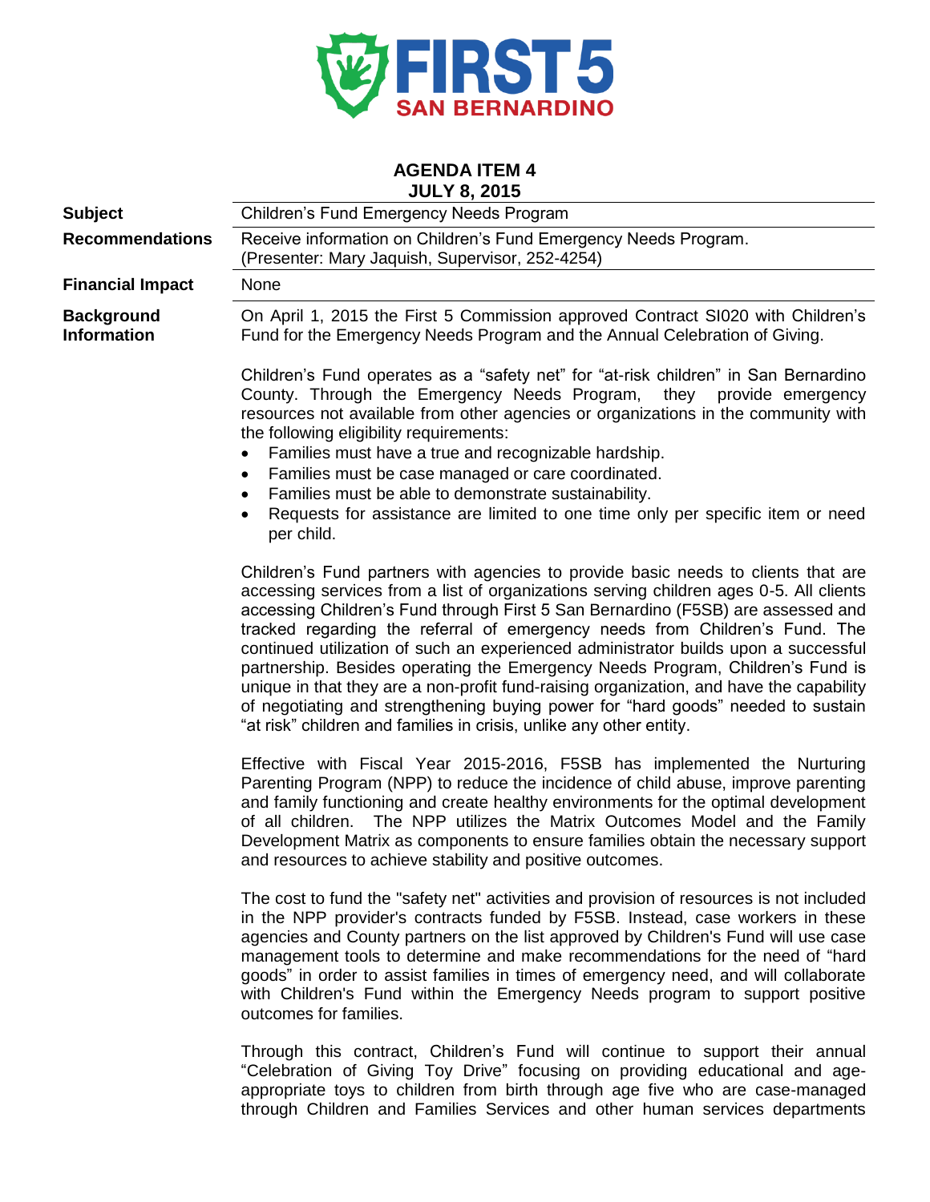**FIRST 5 SAN BERNARDINO**

## AGENDA ITEM 4
## JULY 8, 2015

| | |
|---|---|
| **Subject** | Children's Fund Emergency Needs Program |
| **Recommendations** | Receive information on Children's Fund Emergency Needs Program. (Presenter: Mary Jaquish, Supervisor, 252-4254) |
| **Financial Impact** | None |
| **Background Information** | On April 1, 2015 the First 5 Commission approved Contract SI020 with Children's Fund for the Emergency Needs Program and the Annual Celebration of Giving. |

Children's Fund operates as a "safety net" for "at-risk children" in San Bernardino County. Through the Emergency Needs Program, they provide emergency resources not available from other agencies or organizations in the community with the following eligibility requirements:

- Families must have a true and recognizable hardship.
- Families must be case managed or care coordinated.
- Families must be able to demonstrate sustainability.
- Requests for assistance are limited to one time only per specific item or need per child.

Children's Fund partners with agencies to provide basic needs to clients that are accessing services from a list of organizations serving children ages 0-5. All clients accessing Children's Fund through First 5 San Bernardino (F5SB) are assessed and tracked regarding the referral of emergency needs from Children's Fund. The continued utilization of such an experienced administrator builds upon a successful partnership. Besides operating the Emergency Needs Program, Children's Fund is unique in that they are a non-profit fund-raising organization, and have the capability of negotiating and strengthening buying power for "hard goods" needed to sustain "at risk" children and families in crisis, unlike any other entity.

Effective with Fiscal Year 2015-2016, F5SB has implemented the Nurturing Parenting Program (NPP) to reduce the incidence of child abuse, improve parenting and family functioning and create healthy environments for the optimal development of all children. The NPP utilizes the Matrix Outcomes Model and the Family Development Matrix as components to ensure families obtain the necessary support and resources to achieve stability and positive outcomes.

The cost to fund the "safety net" activities and provision of resources is not included in the NPP provider's contracts funded by F5SB. Instead, case workers in these agencies and County partners on the list approved by Children's Fund will use case management tools to determine and make recommendations for the need of "hard goods" in order to assist families in times of emergency need, and will collaborate with Children's Fund within the Emergency Needs program to support positive outcomes for families.

Through this contract, Children's Fund will continue to support their annual "Celebration of Giving Toy Drive" focusing on providing educational and age-appropriate toys to children from birth through age five who are case-managed through Children and Families Services and other human services departments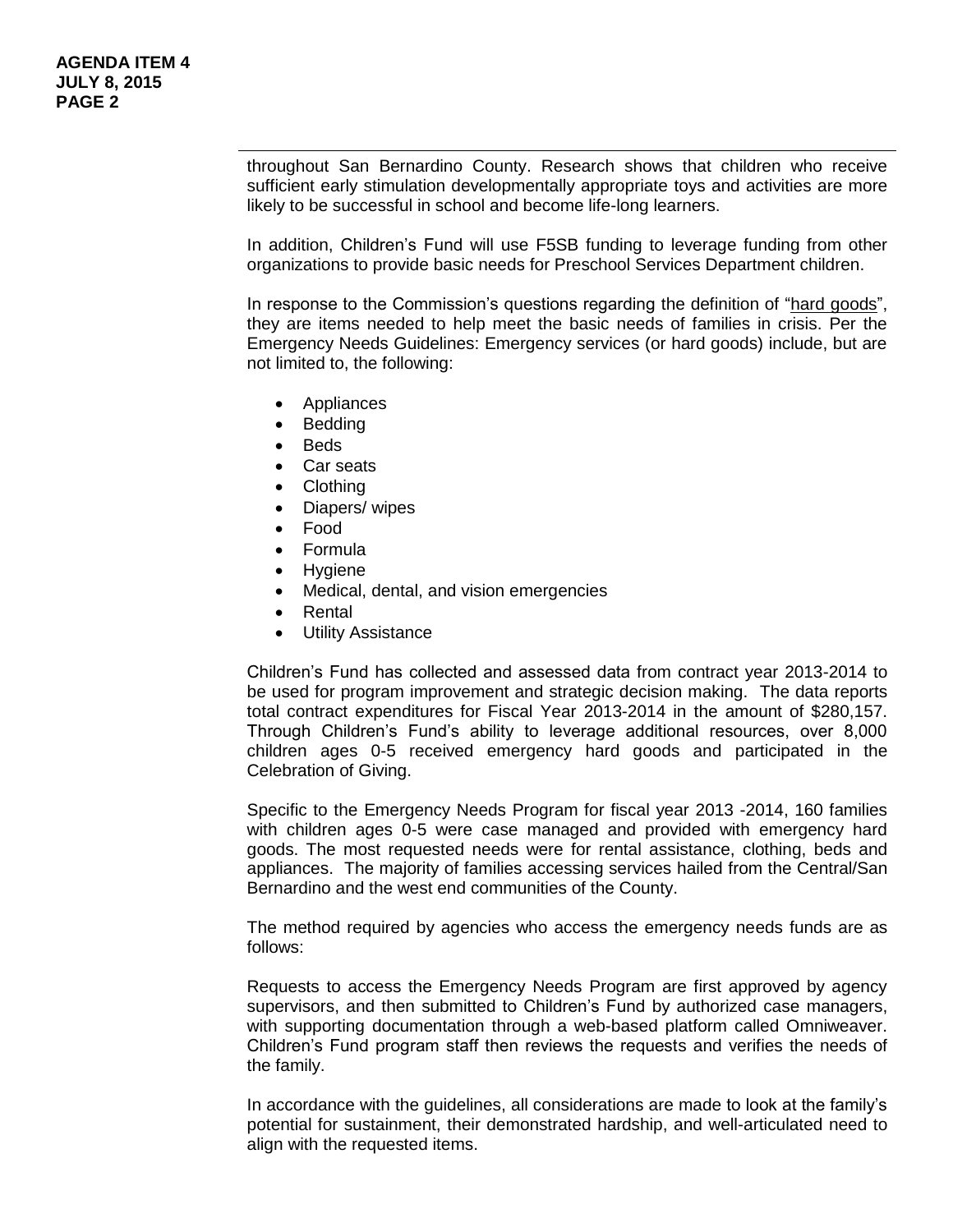throughout San Bernardino County. Research shows that children who receive sufficient early stimulation developmentally appropriate toys and activities are more likely to be successful in school and become life-long learners.

In addition, Children's Fund will use F5SB funding to leverage funding from other organizations to provide basic needs for Preschool Services Department children.

In response to the Commission's questions regarding the definition of "hard goods", they are items needed to help meet the basic needs of families in crisis. Per the Emergency Needs Guidelines: Emergency services (or hard goods) include, but are not limited to, the following:

- Appliances
- Bedding
- Beds
- Car seats
- Clothing
- Diapers/ wipes
- Food
- Formula
- Hygiene
- Medical, dental, and vision emergencies
- Rental
- Utility Assistance

Children's Fund has collected and assessed data from contract year 2013-2014 to be used for program improvement and strategic decision making. The data reports total contract expenditures for Fiscal Year 2013-2014 in the amount of $280,157. Through Children's Fund's ability to leverage additional resources, over 8,000 children ages 0-5 received emergency hard goods and participated in the Celebration of Giving.

Specific to the Emergency Needs Program for fiscal year 2013 -2014, 160 families with children ages 0-5 were case managed and provided with emergency hard goods. The most requested needs were for rental assistance, clothing, beds and appliances. The majority of families accessing services hailed from the Central/San Bernardino and the west end communities of the County.

The method required by agencies who access the emergency needs funds are as follows:

Requests to access the Emergency Needs Program are first approved by agency supervisors, and then submitted to Children's Fund by authorized case managers, with supporting documentation through a web-based platform called Omniweaver. Children's Fund program staff then reviews the requests and verifies the needs of the family.

In accordance with the guidelines, all considerations are made to look at the family's potential for sustainment, their demonstrated hardship, and well-articulated need to align with the requested items.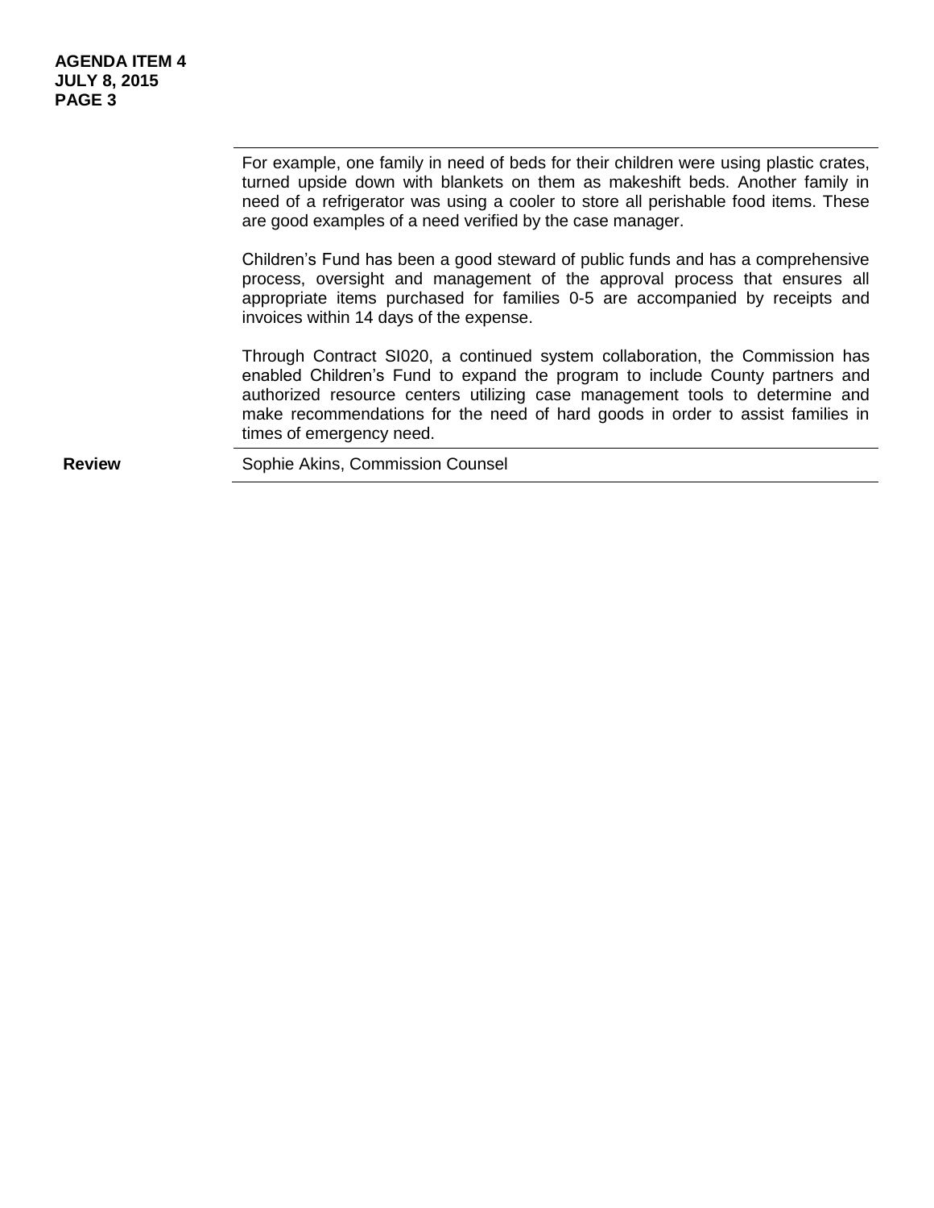For example, one family in need of beds for their children were using plastic crates, turned upside down with blankets on them as makeshift beds. Another family in need of a refrigerator was using a cooler to store all perishable food items. These are good examples of a need verified by the case manager.

Children's Fund has been a good steward of public funds and has a comprehensive process, oversight and management of the approval process that ensures all appropriate items purchased for families 0-5 are accompanied by receipts and invoices within 14 days of the expense.

Through Contract SI020, a continued system collaboration, the Commission has enabled Children's Fund to expand the program to include County partners and authorized resource centers utilizing case management tools to determine and make recommendations for the need of hard goods in order to assist families in times of emergency need.

**Review** Sophie Akins, Commission Counsel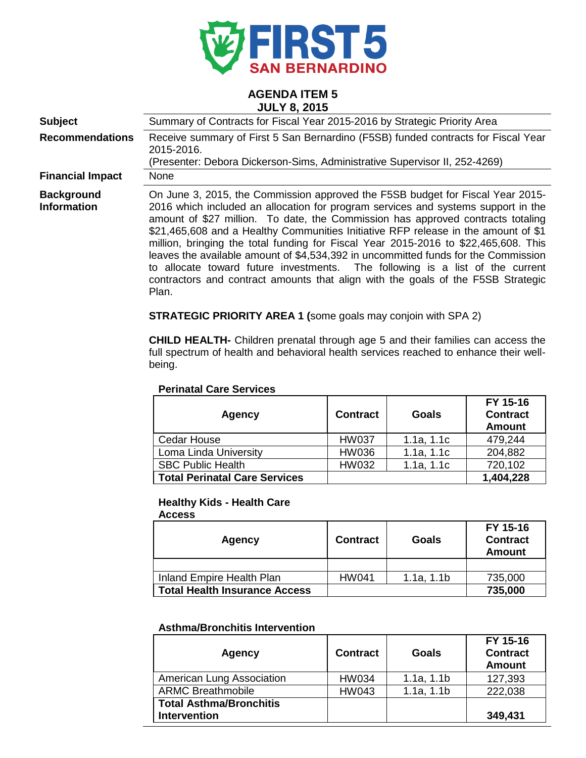# AGENDA ITEM 5
## JULY 8, 2015

**Subject**: Summary of Contracts for Fiscal Year 2015-2016 by Strategic Priority Area

**Recommendations**: Receive summary of First 5 San Bernardino (F5SB) funded contracts for Fiscal Year 2015-2016.
(Presenter: Debora Dickerson-Sims, Administrative Supervisor II, 252-4269)

**Financial Impact**: None

**Background Information**

On June 3, 2015, the Commission approved the F5SB budget for Fiscal Year 2015-2016 which included an allocation for program services and systems support in the amount of $27 million. To date, the Commission has approved contracts totaling $21,465,608 and a Healthy Communities Initiative RFP release in the amount of $1 million, bringing the total funding for Fiscal Year 2015-2016 to $22,465,608. This leaves the available amount of $4,534,392 in uncommitted funds for the Commission to allocate toward future investments. The following is a list of the current contractors and contract amounts that align with the goals of the F5SB Strategic Plan.

**STRATEGIC PRIORITY AREA 1 (**some goals may conjoin with SPA 2)

**CHILD HEALTH-** Children prenatal through age 5 and their families can access the full spectrum of health and behavioral health services reached to enhance their well-being.

**Perinatal Care Services**

| Agency | Contract | Goals | FY 15-16 Contract Amount |
|---|---|---|---|
| Cedar House | HW037 | 1.1a, 1.1c | 479,244 |
| Loma Linda University | HW036 | 1.1a, 1.1c | 204,882 |
| SBC Public Health | HW032 | 1.1a, 1.1c | 720,102 |
| **Total Perinatal Care Services** | | | **1,404,228** |

**Healthy Kids - Health Care Access**

| Agency | Contract | Goals | FY 15-16 Contract Amount |
|---|---|---|---|
| | | | |
| Inland Empire Health Plan | HW041 | 1.1a, 1.1b | 735,000 |
| **Total Health Insurance Access** | | | **735,000** |

**Asthma/Bronchitis Intervention**

| Agency | Contract | Goals | FY 15-16 Contract Amount |
|---|---|---|---|
| American Lung Association | HW034 | 1.1a, 1.1b | 127,393 |
| ARMC Breathmobile | HW043 | 1.1a, 1.1b | 222,038 |
| **Total Asthma/Bronchitis Intervention** | | | **349,431** |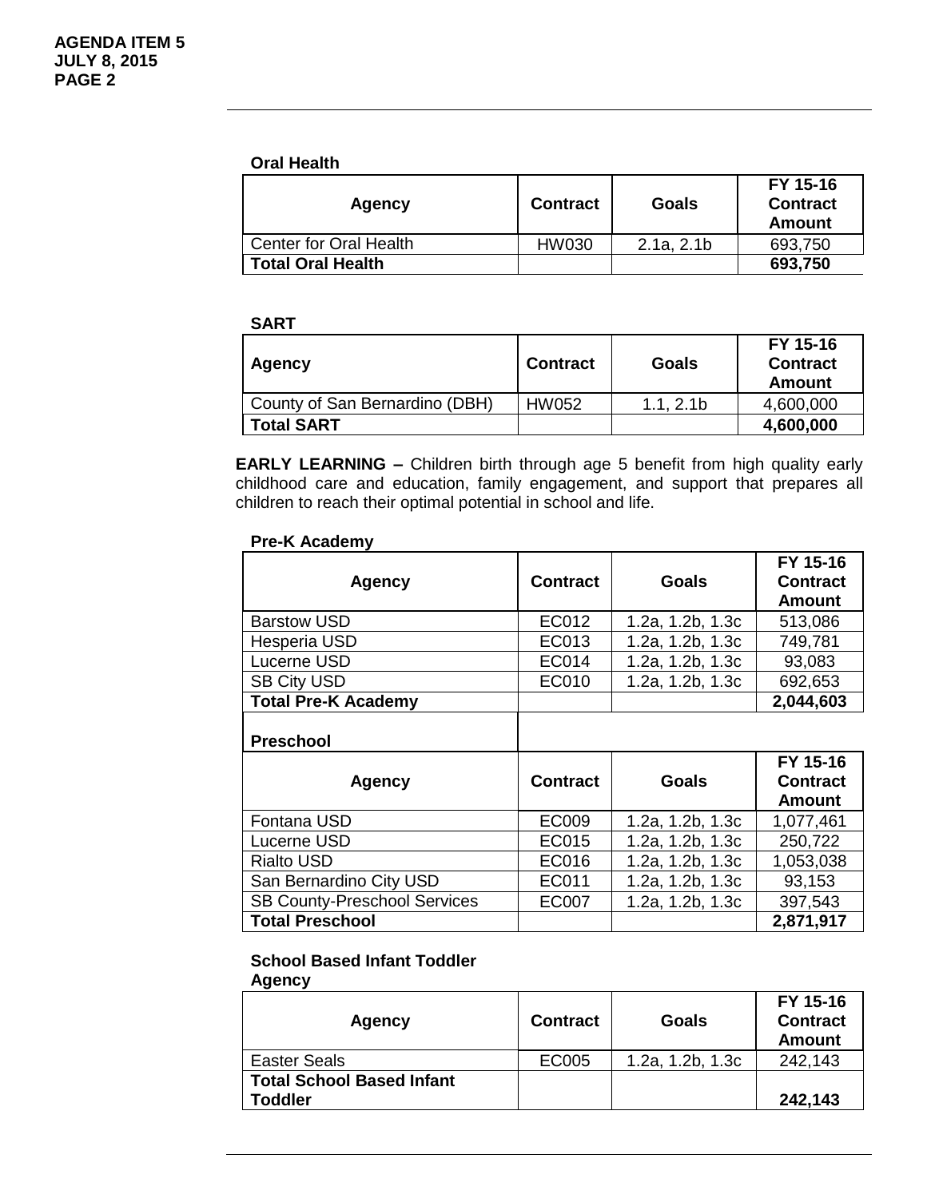**Oral Health**

| Agency | Contract | Goals | FY 15-16 Contract Amount |
|---|---|---|---|
| Center for Oral Health | HW030 | 2.1a, 2.1b | 693,750 |
| **Total Oral Health** | | | **693,750** |

**SART**

| Agency | Contract | Goals | FY 15-16 Contract Amount |
|---|---|---|---|
| County of San Bernardino (DBH) | HW052 | 1.1, 2.1b | 4,600,000 |
| **Total SART** | | | **4,600,000** |

**EARLY LEARNING –** Children birth through age 5 benefit from high quality early childhood care and education, family engagement, and support that prepares all children to reach their optimal potential in school and life.

**Pre-K Academy**

| Agency | Contract | Goals | FY 15-16 Contract Amount |
|---|---|---|---|
| Barstow USD | EC012 | 1.2a, 1.2b, 1.3c | 513,086 |
| Hesperia USD | EC013 | 1.2a, 1.2b, 1.3c | 749,781 |
| Lucerne USD | EC014 | 1.2a, 1.2b, 1.3c | 93,083 |
| SB City USD | EC010 | 1.2a, 1.2b, 1.3c | 692,653 |
| **Total Pre-K Academy** | | | **2,044,603** |

**Preschool**

| Agency | Contract | Goals | FY 15-16 Contract Amount |
|---|---|---|---|
| Fontana USD | EC009 | 1.2a, 1.2b, 1.3c | 1,077,461 |
| Lucerne USD | EC015 | 1.2a, 1.2b, 1.3c | 250,722 |
| Rialto USD | EC016 | 1.2a, 1.2b, 1.3c | 1,053,038 |
| San Bernardino City USD | EC011 | 1.2a, 1.2b, 1.3c | 93,153 |
| SB County-Preschool Services | EC007 | 1.2a, 1.2b, 1.3c | 397,543 |
| **Total Preschool** | | | **2,871,917** |

**School Based Infant Toddler Agency**

| Agency | Contract | Goals | FY 15-16 Contract Amount |
|---|---|---|---|
| Easter Seals | EC005 | 1.2a, 1.2b, 1.3c | 242,143 |
| **Total School Based Infant Toddler** | | | **242,143** |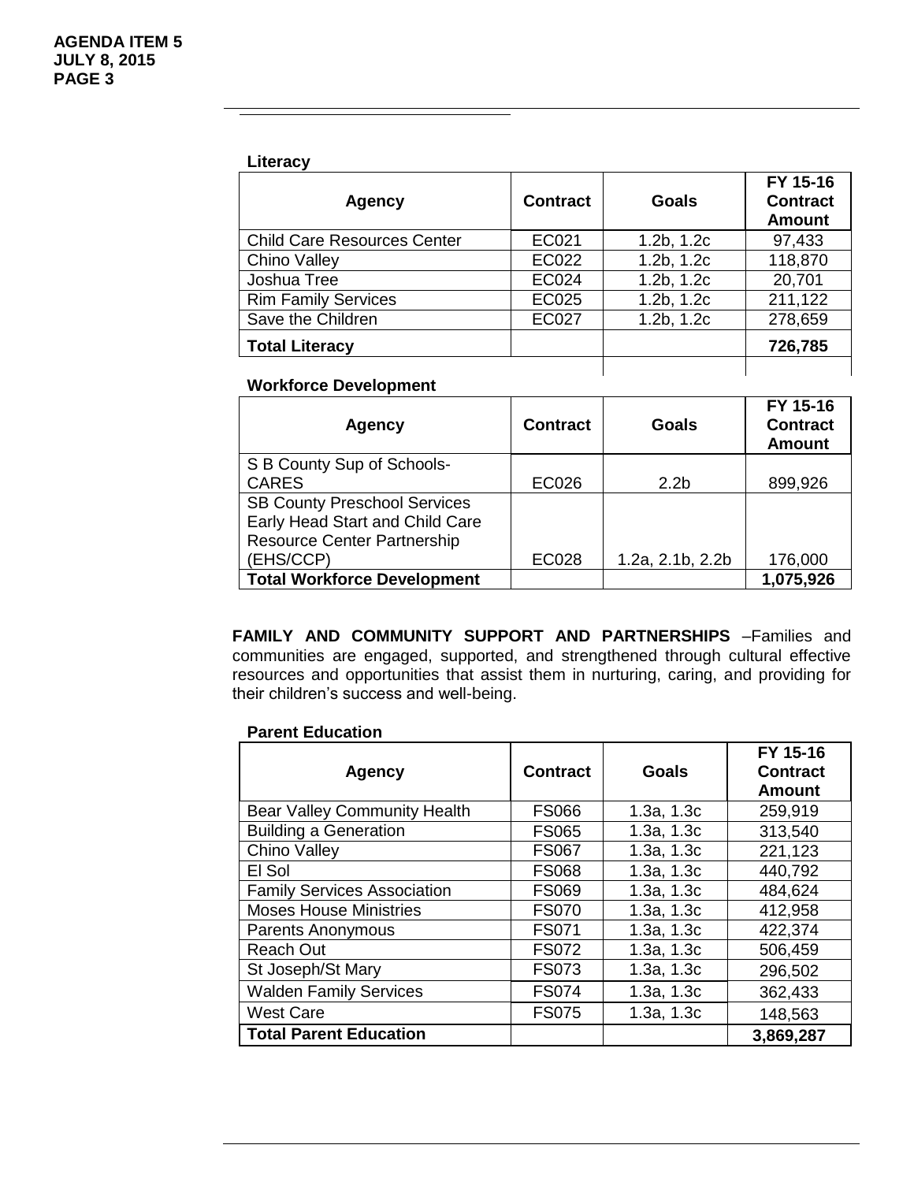**Literacy**

| Agency | Contract | Goals | FY 15-16 Contract Amount |
|---|---|---|---|
| Child Care Resources Center | EC021 | 1.2b, 1.2c | 97,433 |
| Chino Valley | EC022 | 1.2b, 1.2c | 118,870 |
| Joshua Tree | EC024 | 1.2b, 1.2c | 20,701 |
| Rim Family Services | EC025 | 1.2b, 1.2c | 211,122 |
| Save the Children | EC027 | 1.2b, 1.2c | 278,659 |
| **Total Literacy** | | | **726,785** |

**Workforce Development**

| Agency | Contract | Goals | FY 15-16 Contract Amount |
|---|---|---|---|
| S B County Sup of Schools-CARES | EC026 | 2.2b | 899,926 |
| SB County Preschool Services Early Head Start and Child Care Resource Center Partnership (EHS/CCP) | EC028 | 1.2a, 2.1b, 2.2b | 176,000 |
| **Total Workforce Development** | | | **1,075,926** |

**FAMILY AND COMMUNITY SUPPORT AND PARTNERSHIPS** –Families and communities are engaged, supported, and strengthened through cultural effective resources and opportunities that assist them in nurturing, caring, and providing for their children's success and well-being.

**Parent Education**

| Agency | Contract | Goals | FY 15-16 Contract Amount |
|---|---|---|---|
| Bear Valley Community Health | FS066 | 1.3a, 1.3c | 259,919 |
| Building a Generation | FS065 | 1.3a, 1.3c | 313,540 |
| Chino Valley | FS067 | 1.3a, 1.3c | 221,123 |
| El Sol | FS068 | 1.3a, 1.3c | 440,792 |
| Family Services Association | FS069 | 1.3a, 1.3c | 484,624 |
| Moses House Ministries | FS070 | 1.3a, 1.3c | 412,958 |
| Parents Anonymous | FS071 | 1.3a, 1.3c | 422,374 |
| Reach Out | FS072 | 1.3a, 1.3c | 506,459 |
| St Joseph/St Mary | FS073 | 1.3a, 1.3c | 296,502 |
| Walden Family Services | FS074 | 1.3a, 1.3c | 362,433 |
| West Care | FS075 | 1.3a, 1.3c | 148,563 |
| **Total Parent Education** | | | **3,869,287** |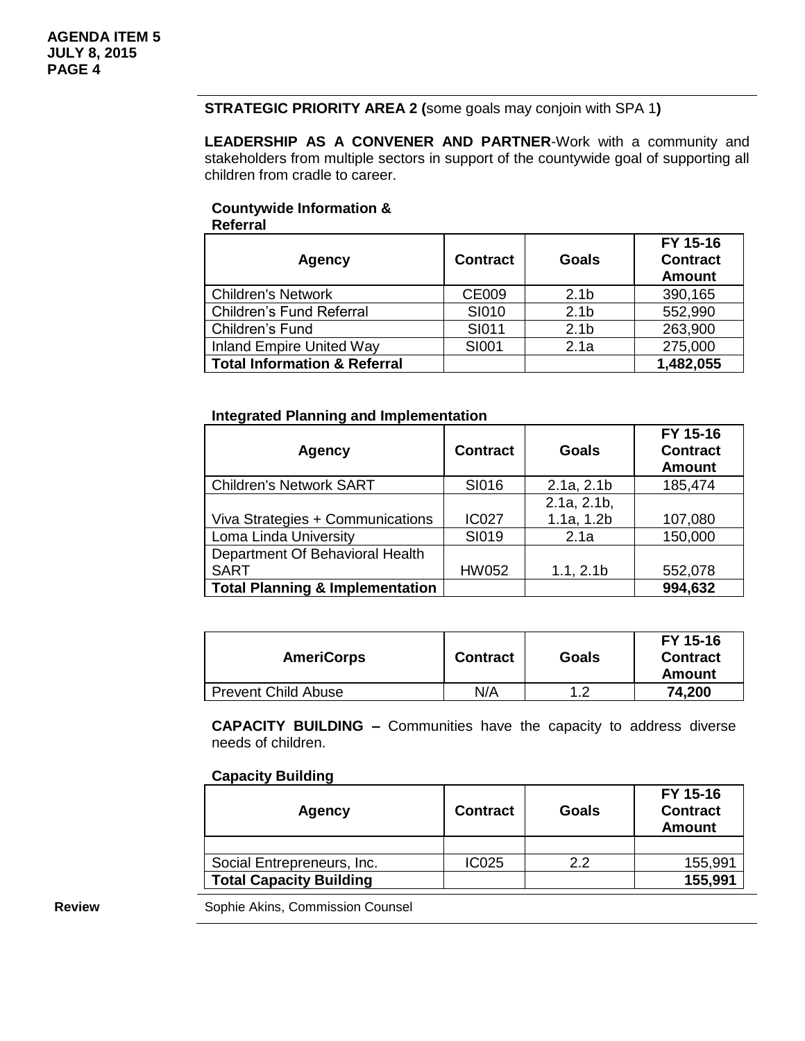**AGENDA ITEM 5**
**JULY 8, 2015**
**PAGE 4**

**STRATEGIC PRIORITY AREA 2 (**some goals may conjoin with SPA 1**)**

**LEADERSHIP AS A CONVENER AND PARTNER**-Work with a community and stakeholders from multiple sectors in support of the countywide goal of supporting all children from cradle to career.

**Countywide Information & Referral**

| Agency | Contract | Goals | FY 15-16 Contract Amount |
|---|---|---|---|
| Children's Network | CE009 | 2.1b | 390,165 |
| Children's Fund Referral | SI010 | 2.1b | 552,990 |
| Children's Fund | SI011 | 2.1b | 263,900 |
| Inland Empire United Way | SI001 | 2.1a | 275,000 |
| **Total Information & Referral** | | | **1,482,055** |

**Integrated Planning and Implementation**

| Agency | Contract | Goals | FY 15-16 Contract Amount |
|---|---|---|---|
| Children's Network SART | SI016 | 2.1a, 2.1b | 185,474 |
| Viva Strategies + Communications | IC027 | 2.1a, 2.1b, 1.1a, 1.2b | 107,080 |
| Loma Linda University | SI019 | 2.1a | 150,000 |
| Department Of Behavioral Health SART | HW052 | 1.1, 2.1b | 552,078 |
| **Total Planning & Implementation** | | | **994,632** |

| AmeriCorps | Contract | Goals | FY 15-16 Contract Amount |
|---|---|---|---|
| Prevent Child Abuse | N/A | 1.2 | **74,200** |

**CAPACITY BUILDING –** Communities have the capacity to address diverse needs of children.

**Capacity Building**

| Agency | Contract | Goals | FY 15-16 Contract Amount |
|---|---|---|---|
| | | | |
| Social Entrepreneurs, Inc. | IC025 | 2.2 | 155,991 |
| **Total Capacity Building** | | | **155,991** |

**Review** Sophie Akins, Commission Counsel